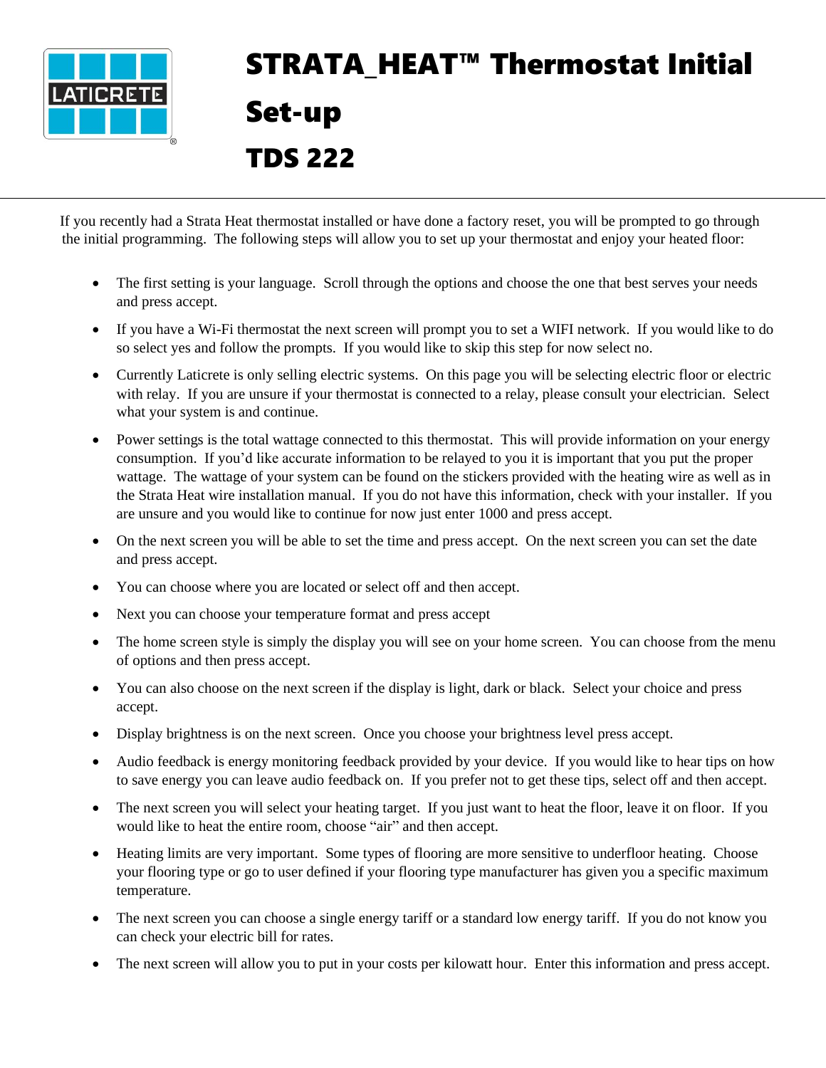# STRATA_HEAT™ Thermostat Initial Set-up

# TDS 222

If you recently had a Strata Heat thermostat installed or have done a factory reset, you will be prompted to go through the initial programming. The following steps will allow you to set up your thermostat and enjoy your heated floor:

- The first setting is your language. Scroll through the options and choose the one that best serves your needs and press accept.
- If you have a Wi-Fi thermostat the next screen will prompt you to set a WIFI network. If you would like to do so select yes and follow the prompts. If you would like to skip this step for now select no.
- Currently Laticrete is only selling electric systems. On this page you will be selecting electric floor or electric with relay. If you are unsure if your thermostat is connected to a relay, please consult your electrician. Select what your system is and continue.
- Power settings is the total wattage connected to this thermostat. This will provide information on your energy consumption. If you'd like accurate information to be relayed to you it is important that you put the proper wattage. The wattage of your system can be found on the stickers provided with the heating wire as well as in the Strata Heat wire installation manual. If you do not have this information, check with your installer. If you are unsure and you would like to continue for now just enter 1000 and press accept.
- On the next screen you will be able to set the time and press accept. On the next screen you can set the date and press accept.
- You can choose where you are located or select off and then accept.
- Next you can choose your temperature format and press accept
- The home screen style is simply the display you will see on your home screen. You can choose from the menu of options and then press accept.
- You can also choose on the next screen if the display is light, dark or black. Select your choice and press accept.
- Display brightness is on the next screen. Once you choose your brightness level press accept.
- Audio feedback is energy monitoring feedback provided by your device. If you would like to hear tips on how to save energy you can leave audio feedback on. If you prefer not to get these tips, select off and then accept.
- The next screen you will select your heating target. If you just want to heat the floor, leave it on floor. If you would like to heat the entire room, choose "air" and then accept.
- Heating limits are very important. Some types of flooring are more sensitive to underfloor heating. Choose your flooring type or go to user defined if your flooring type manufacturer has given you a specific maximum temperature.
- The next screen you can choose a single energy tariff or a standard low energy tariff. If you do not know you can check your electric bill for rates.
- The next screen will allow you to put in your costs per kilowatt hour. Enter this information and press accept.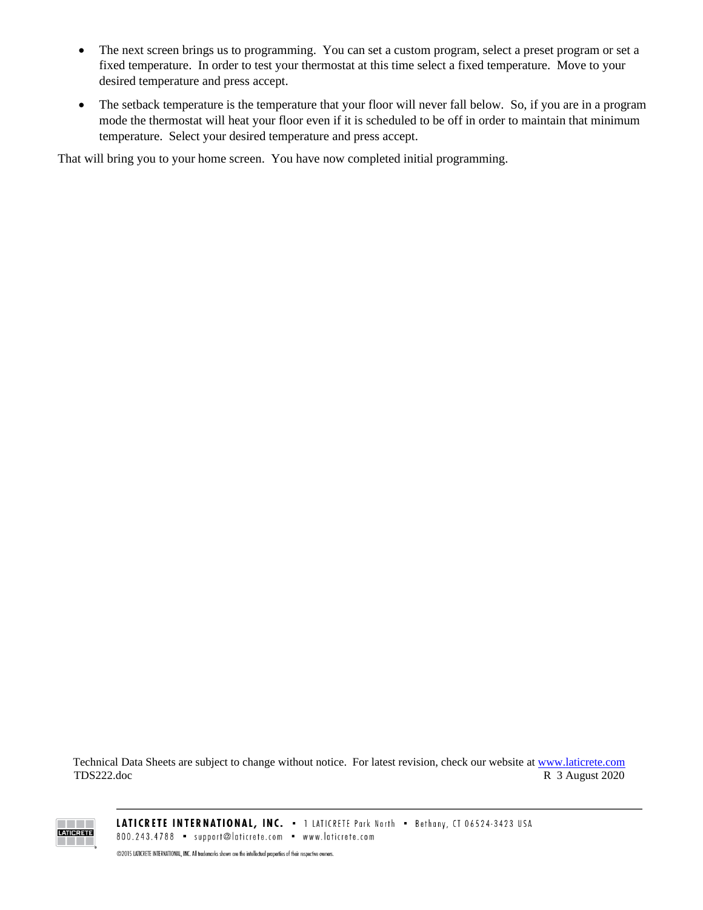- The next screen brings us to programming. You can set a custom program, select a preset program or set a fixed temperature. In order to test your thermostat at this time select a fixed temperature. Move to your desired temperature and press accept.
- The setback temperature is the temperature that your floor will never fall below. So, if you are in a program mode the thermostat will heat your floor even if it is scheduled to be off in order to maintain that minimum temperature. Select your desired temperature and press accept.

That will bring you to your home screen. You have now completed initial programming.

Technical Data Sheets are subject to change without notice. For latest revision, check our website at www.laticrete.com

TDS222.doc R 3 August 2020

**LATICRETE INTERNATIONAL, INC.** ▪ 1 LATICRETE Park North ▪ Bethany, CT 06524-3423 USA

800.243.4788 ▪ support@laticrete.com ▪ www.laticrete.com

©2015 LATICRETE INTERNATIONAL, INC. All trademarks shown are the intellectual properties of their respective owners.